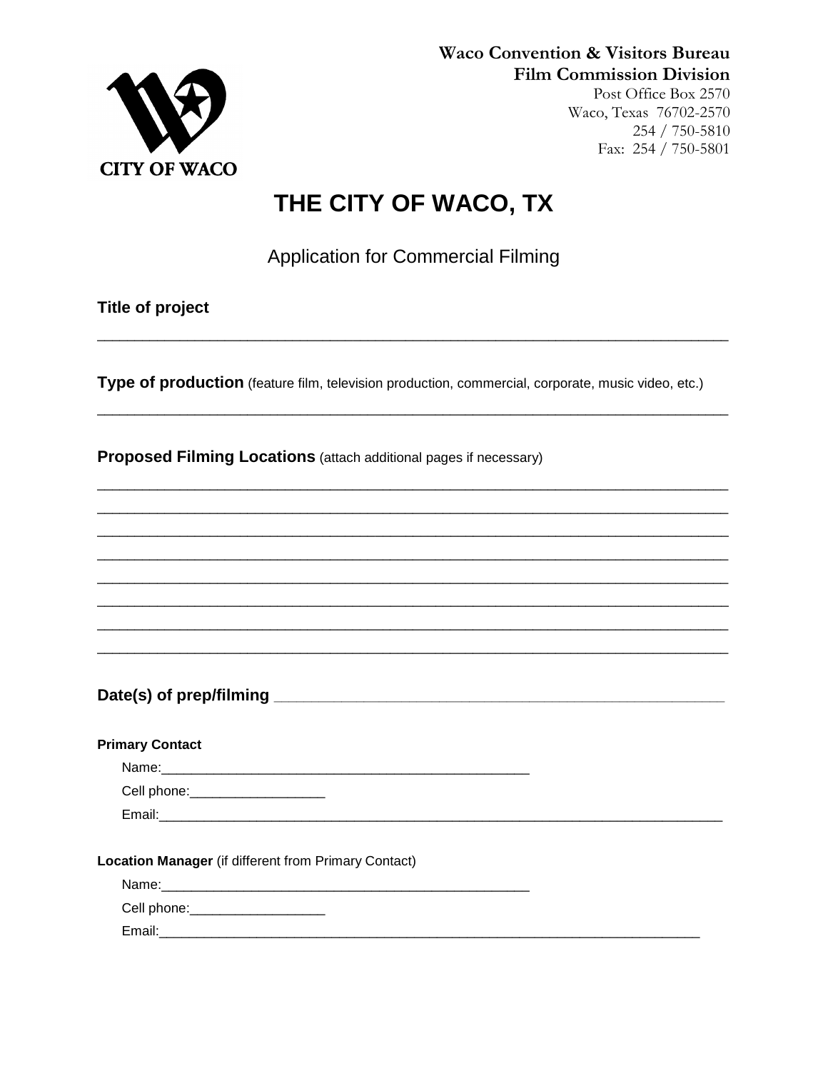CITY OF WACO

**Waco Convention & Visitors Bureau**
**Film Commission Division**
Post Office Box 2570
Waco, Texas 76702-2570
254 / 750-5810
Fax: 254 / 750-5801

# THE CITY OF WACO, TX

## Application for Commercial Filming

**Title of project**

___________________________________________________________________________

**Type of production** (feature film, television production, commercial, corporate, music video, etc.)

___________________________________________________________________________

**Proposed Filming Locations** (attach additional pages if necessary)

___________________________________________________________________________
___________________________________________________________________________
___________________________________________________________________________
___________________________________________________________________________
___________________________________________________________________________
___________________________________________________________________________
___________________________________________________________________________
___________________________________________________________________________

**Date(s) of prep/filming** ___________________________________________________

**Primary Contact**

Name:__________________________________________________

Cell phone:__________________

Email:__________________________________________________________________________

**Location Manager** (if different from Primary Contact)

Name:__________________________________________________

Cell phone:__________________

Email:_______________________________________________________________________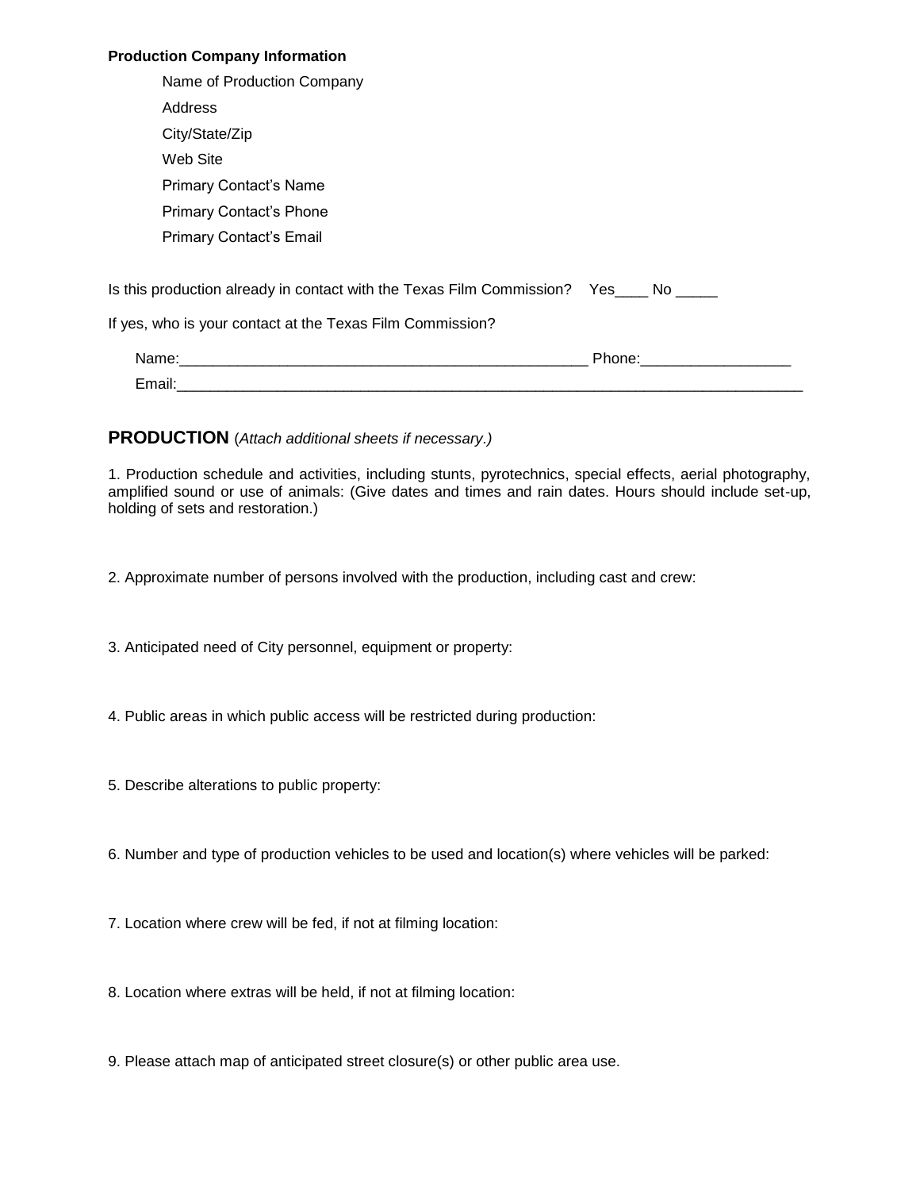**Production Company Information**

Name of Production Company

Address

City/State/Zip

Web Site

Primary Contact's Name

Primary Contact's Phone

Primary Contact's Email

Is this production already in contact with the Texas Film Commission? Yes____ No _____

If yes, who is your contact at the Texas Film Commission?

Name:___________________________________________________ Phone:__________________

Email:_________________________________________________________________________________

## PRODUCTION (*Attach additional sheets if necessary.)*

1. Production schedule and activities, including stunts, pyrotechnics, special effects, aerial photography, amplified sound or use of animals: (Give dates and times and rain dates. Hours should include set-up, holding of sets and restoration.)

2. Approximate number of persons involved with the production, including cast and crew:

3. Anticipated need of City personnel, equipment or property:

4. Public areas in which public access will be restricted during production:

5. Describe alterations to public property:

6. Number and type of production vehicles to be used and location(s) where vehicles will be parked:

7. Location where crew will be fed, if not at filming location:

8. Location where extras will be held, if not at filming location:

9. Please attach map of anticipated street closure(s) or other public area use.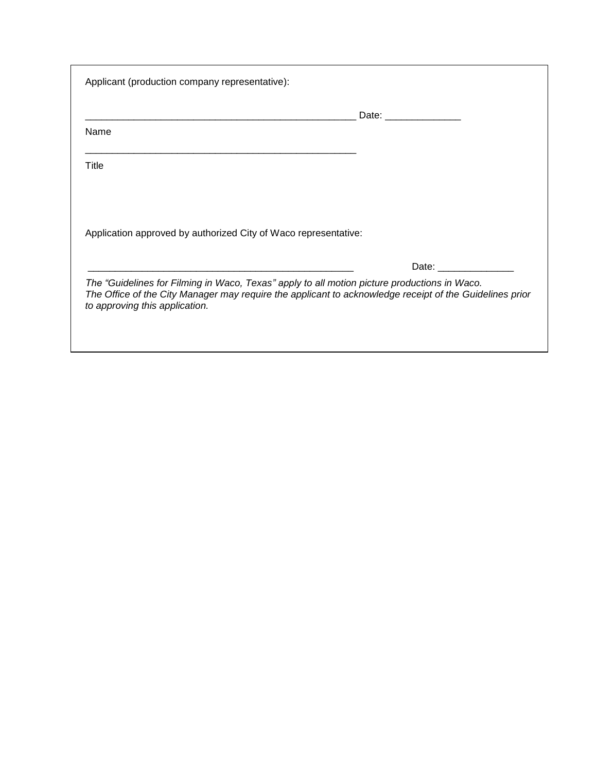Applicant (production company representative):

_______________________________________________ Date: _____________

Name

_______________________________________________

Title

Application approved by authorized City of Waco representative:

_______________________________________________ Date: _____________

*The “Guidelines for Filming in Waco, Texas” apply to all motion picture productions in Waco. The Office of the City Manager may require the applicant to acknowledge receipt of the Guidelines prior to approving this application.*